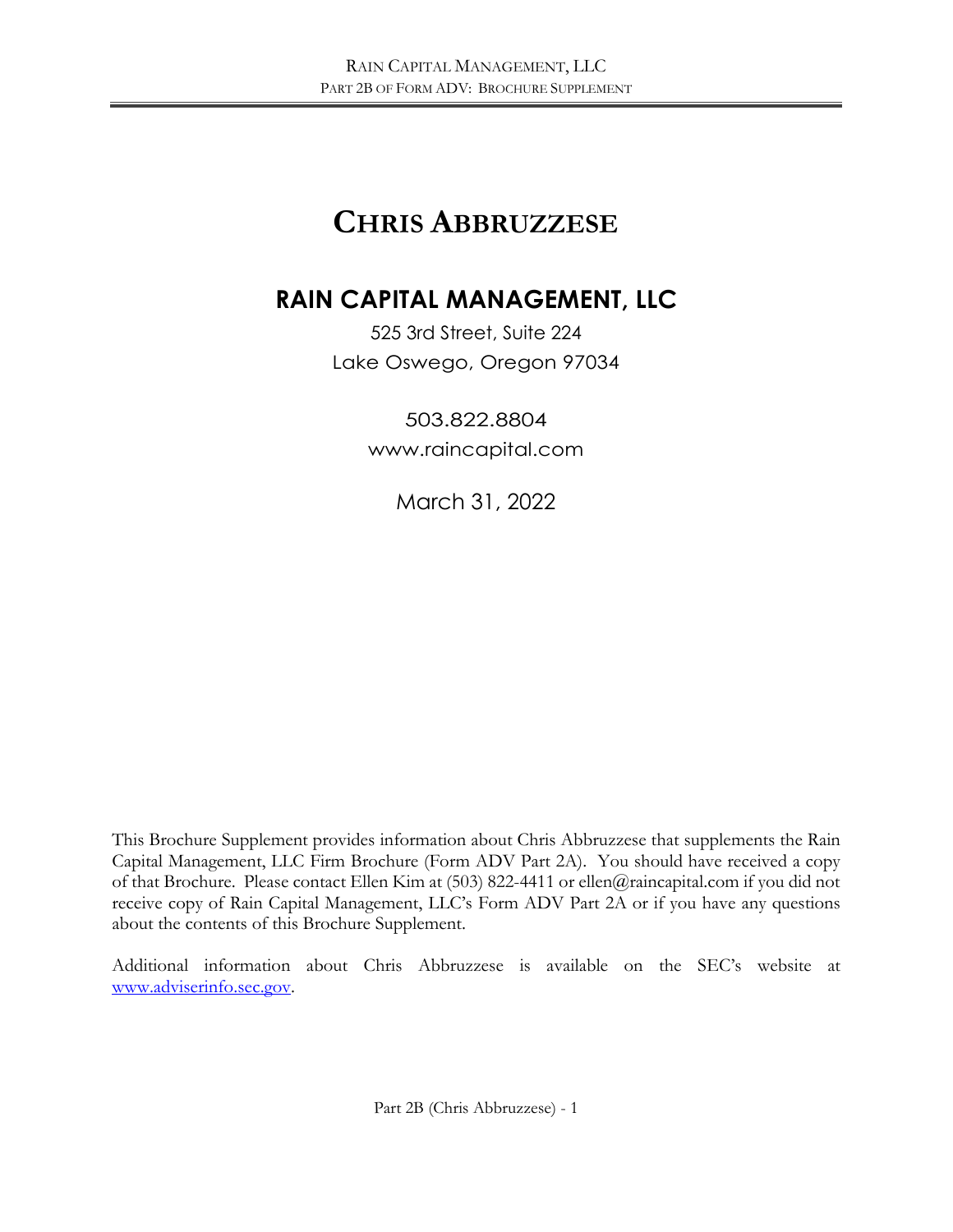# CHRIS ABBRUZZESE

## RAIN CAPITAL MANAGEMENT, LLC

525 3rd Street, Suite 224
Lake Oswego, Oregon 97034

503.822.8804
www.raincapital.com

March 31, 2022

This Brochure Supplement provides information about Chris Abbruzzese that supplements the Rain Capital Management, LLC Firm Brochure (Form ADV Part 2A). You should have received a copy of that Brochure. Please contact Ellen Kim at (503) 822-4411 or ellen@raincapital.com if you did not receive copy of Rain Capital Management, LLC's Form ADV Part 2A or if you have any questions about the contents of this Brochure Supplement.

Additional information about Chris Abbruzzese is available on the SEC's website at [www.adviserinfo.sec.gov](http://www.adviserinfo.sec.gov).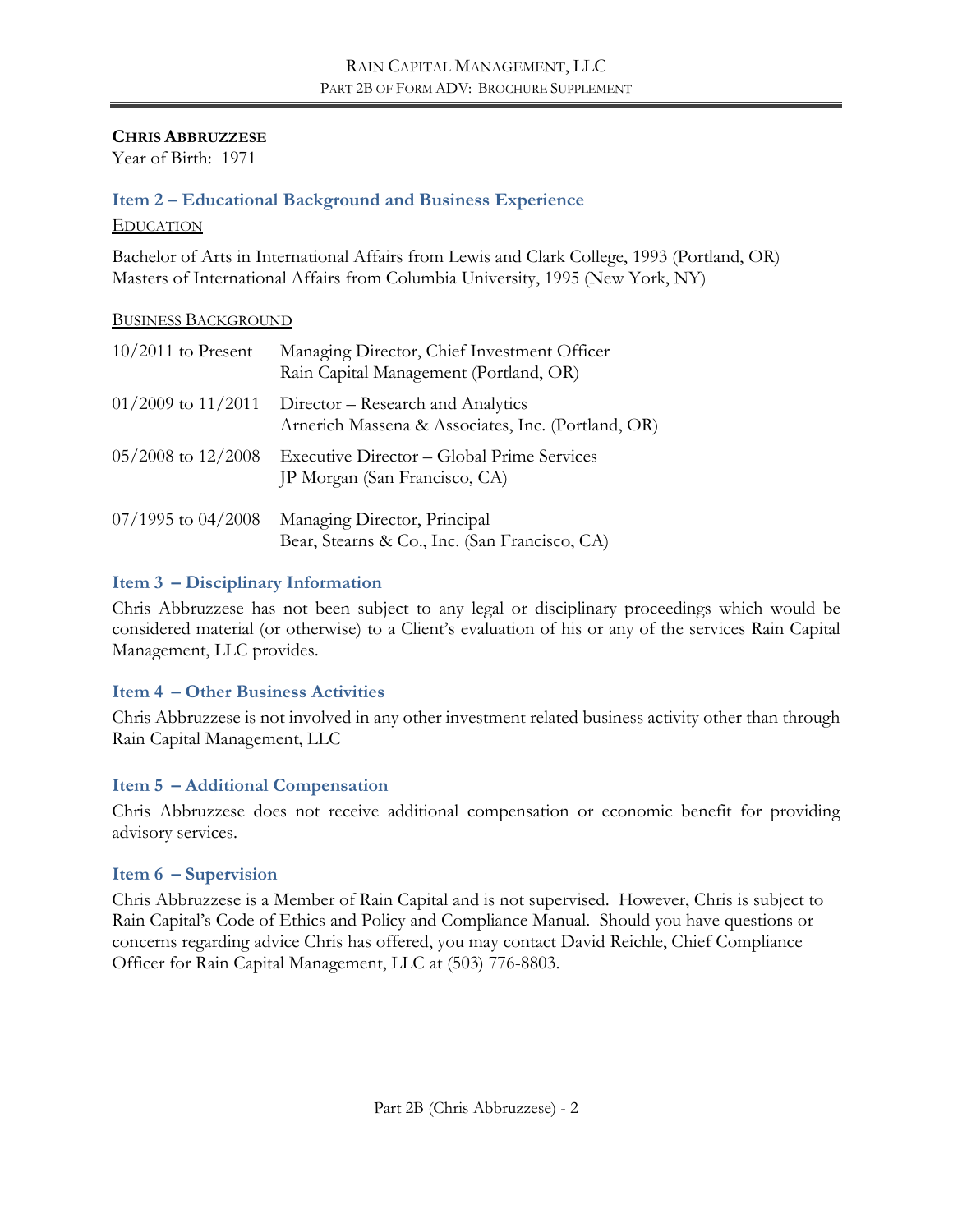**CHRIS ABBRUZZESE**
Year of Birth: 1971

## Item 2 – Educational Background and Business Experience

EDUCATION

Bachelor of Arts in International Affairs from Lewis and Clark College, 1993 (Portland, OR)
Masters of International Affairs from Columbia University, 1995 (New York, NY)

BUSINESS BACKGROUND

| | |
|---|---|
| 10/2011 to Present | Managing Director, Chief Investment Officer<br>Rain Capital Management (Portland, OR) |
| 01/2009 to 11/2011 | Director – Research and Analytics<br>Arnerich Massena & Associates, Inc. (Portland, OR) |
| 05/2008 to 12/2008 | Executive Director – Global Prime Services<br>JP Morgan (San Francisco, CA) |
| 07/1995 to 04/2008 | Managing Director, Principal<br>Bear, Stearns & Co., Inc. (San Francisco, CA) |

## Item 3 – Disciplinary Information

Chris Abbruzzese has not been subject to any legal or disciplinary proceedings which would be considered material (or otherwise) to a Client's evaluation of his or any of the services Rain Capital Management, LLC provides.

## Item 4 – Other Business Activities

Chris Abbruzzese is not involved in any other investment related business activity other than through Rain Capital Management, LLC

## Item 5 – Additional Compensation

Chris Abbruzzese does not receive additional compensation or economic benefit for providing advisory services.

## Item 6 – Supervision

Chris Abbruzzese is a Member of Rain Capital and is not supervised. However, Chris is subject to Rain Capital's Code of Ethics and Policy and Compliance Manual. Should you have questions or concerns regarding advice Chris has offered, you may contact David Reichle, Chief Compliance Officer for Rain Capital Management, LLC at (503) 776-8803.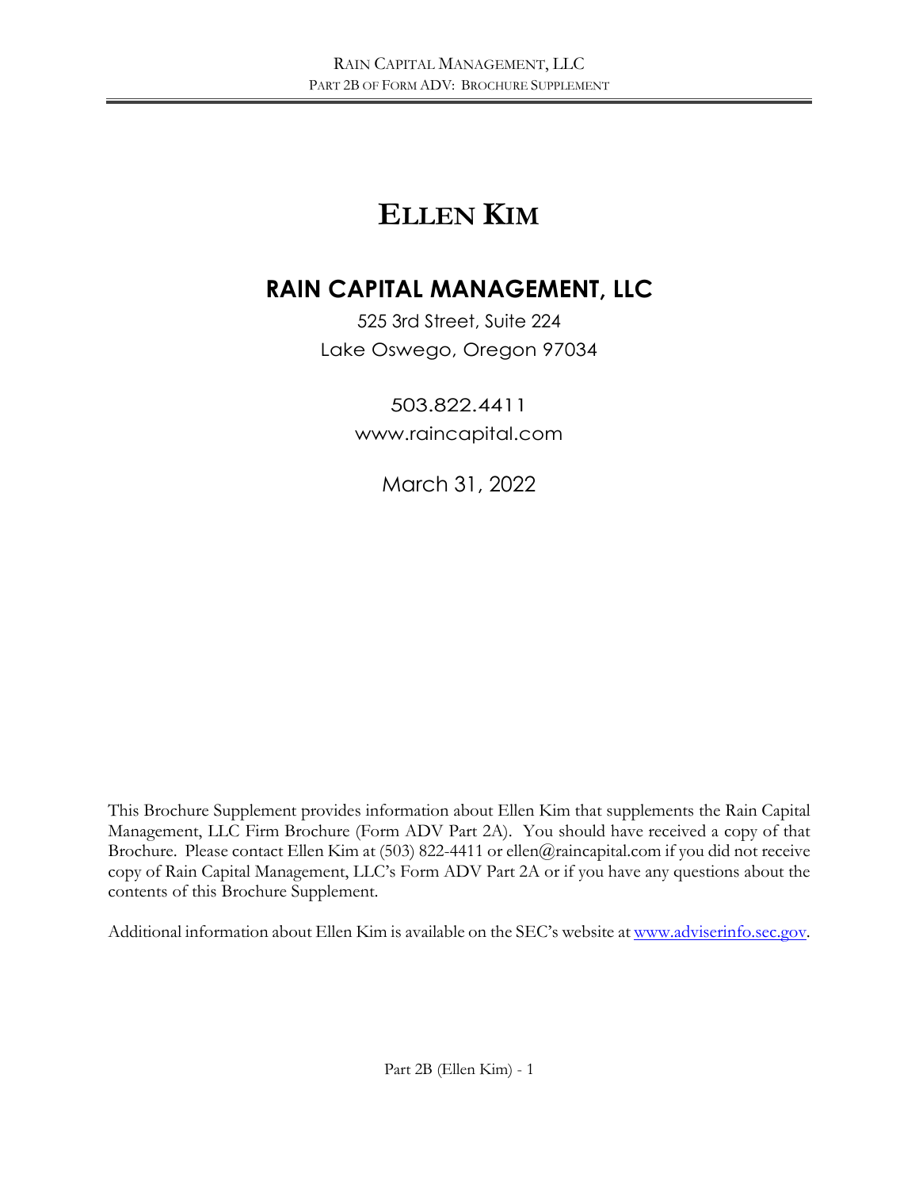# ELLEN KIM

## RAIN CAPITAL MANAGEMENT, LLC

525 3rd Street, Suite 224
Lake Oswego, Oregon 97034

503.822.4411
www.raincapital.com

March 31, 2022

This Brochure Supplement provides information about Ellen Kim that supplements the Rain Capital Management, LLC Firm Brochure (Form ADV Part 2A). You should have received a copy of that Brochure. Please contact Ellen Kim at (503) 822-4411 or ellen@raincapital.com if you did not receive copy of Rain Capital Management, LLC's Form ADV Part 2A or if you have any questions about the contents of this Brochure Supplement.

Additional information about Ellen Kim is available on the SEC's website at www.adviserinfo.sec.gov.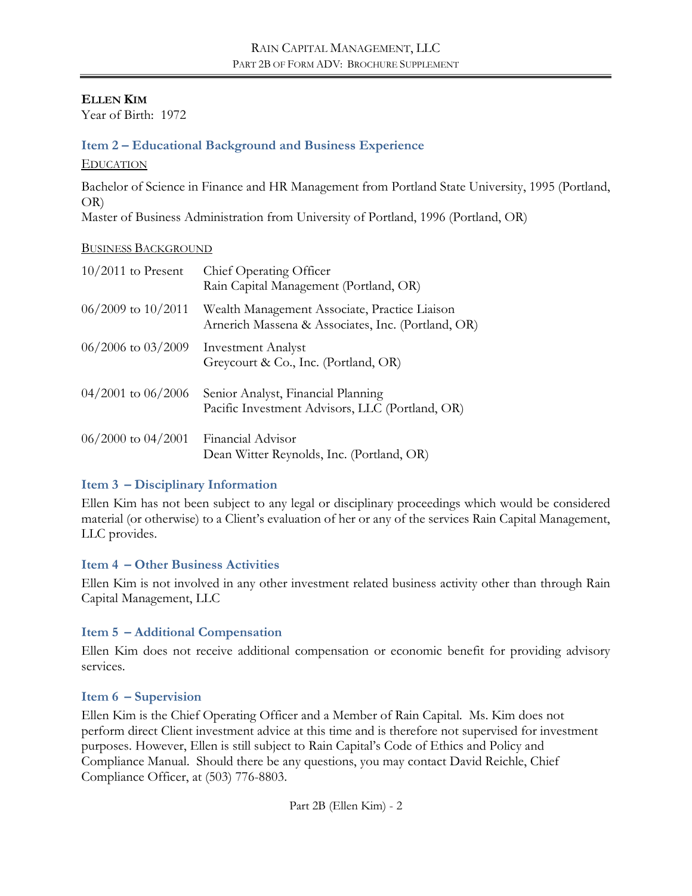**ELLEN KIM**
Year of Birth: 1972

## Item 2 – Educational Background and Business Experience

<u>EDUCATION</u>

Bachelor of Science in Finance and HR Management from Portland State University, 1995 (Portland, OR)
Master of Business Administration from University of Portland, 1996 (Portland, OR)

<u>BUSINESS BACKGROUND</u>

| | |
|---|---|
| 10/2011 to Present | Chief Operating Officer<br>Rain Capital Management (Portland, OR) |
| 06/2009 to 10/2011 | Wealth Management Associate, Practice Liaison<br>Arnerich Massena & Associates, Inc. (Portland, OR) |
| 06/2006 to 03/2009 | Investment Analyst<br>Greycourt & Co., Inc. (Portland, OR) |
| 04/2001 to 06/2006 | Senior Analyst, Financial Planning<br>Pacific Investment Advisors, LLC (Portland, OR) |
| 06/2000 to 04/2001 | Financial Advisor<br>Dean Witter Reynolds, Inc. (Portland, OR) |

## Item 3 – Disciplinary Information

Ellen Kim has not been subject to any legal or disciplinary proceedings which would be considered material (or otherwise) to a Client's evaluation of her or any of the services Rain Capital Management, LLC provides.

## Item 4 – Other Business Activities

Ellen Kim is not involved in any other investment related business activity other than through Rain Capital Management, LLC

## Item 5 – Additional Compensation

Ellen Kim does not receive additional compensation or economic benefit for providing advisory services.

## Item 6 – Supervision

Ellen Kim is the Chief Operating Officer and a Member of Rain Capital. Ms. Kim does not perform direct Client investment advice at this time and is therefore not supervised for investment purposes. However, Ellen is still subject to Rain Capital's Code of Ethics and Policy and Compliance Manual. Should there be any questions, you may contact David Reichle, Chief Compliance Officer, at (503) 776-8803.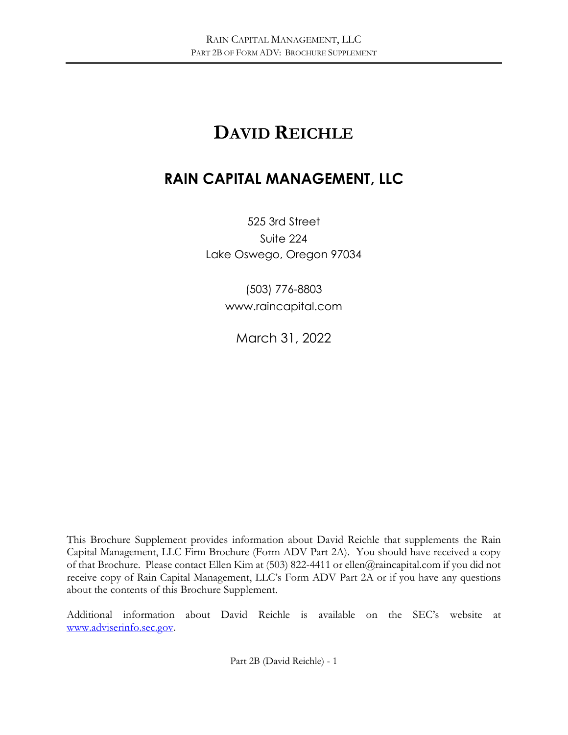# DAVID REICHLE

## RAIN CAPITAL MANAGEMENT, LLC

525 3rd Street
Suite 224
Lake Oswego, Oregon 97034

(503) 776-8803
www.raincapital.com

March 31, 2022

This Brochure Supplement provides information about David Reichle that supplements the Rain Capital Management, LLC Firm Brochure (Form ADV Part 2A). You should have received a copy of that Brochure. Please contact Ellen Kim at (503) 822-4411 or ellen@raincapital.com if you did not receive copy of Rain Capital Management, LLC's Form ADV Part 2A or if you have any questions about the contents of this Brochure Supplement.

Additional information about David Reichle is available on the SEC's website at www.adviserinfo.sec.gov.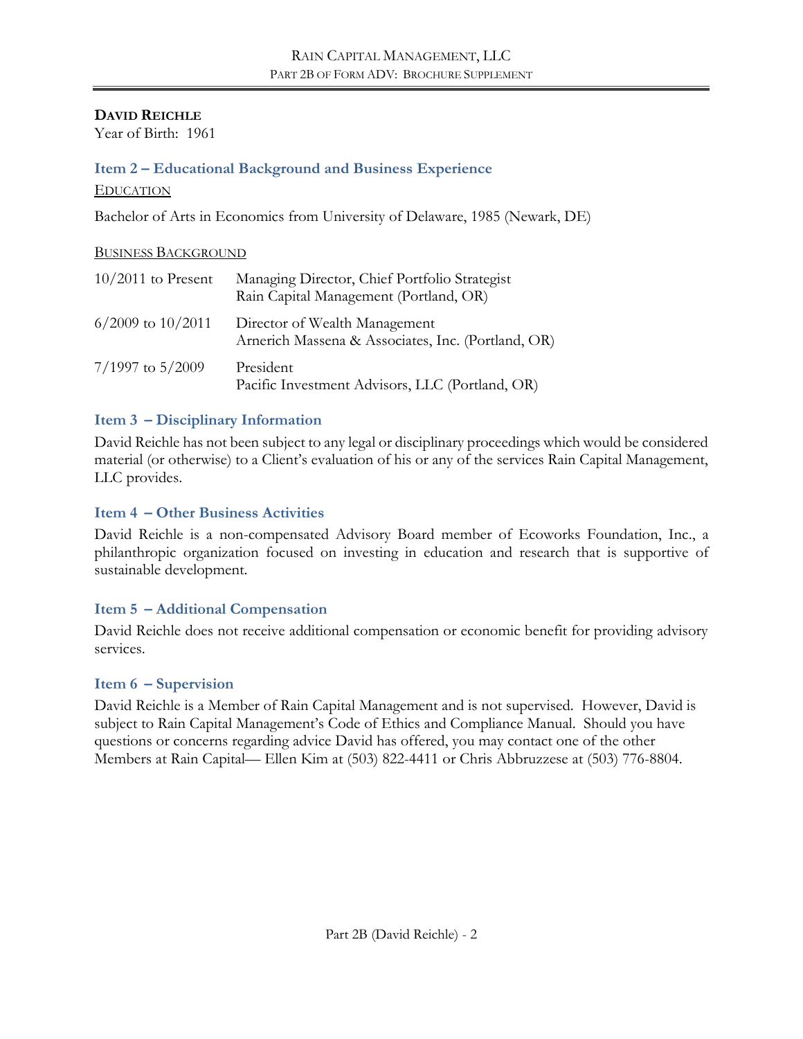**DAVID REICHLE**
Year of Birth: 1961

### Item 2 – Educational Background and Business Experience

EDUCATION

Bachelor of Arts in Economics from University of Delaware, 1985 (Newark, DE)

BUSINESS BACKGROUND

| | |
|---|---|
| 10/2011 to Present | Managing Director, Chief Portfolio Strategist<br>Rain Capital Management (Portland, OR) |
| 6/2009 to 10/2011 | Director of Wealth Management<br>Arnerich Massena & Associates, Inc. (Portland, OR) |
| 7/1997 to 5/2009 | President<br>Pacific Investment Advisors, LLC (Portland, OR) |

### Item 3 – Disciplinary Information

David Reichle has not been subject to any legal or disciplinary proceedings which would be considered material (or otherwise) to a Client's evaluation of his or any of the services Rain Capital Management, LLC provides.

### Item 4 – Other Business Activities

David Reichle is a non-compensated Advisory Board member of Ecoworks Foundation, Inc., a philanthropic organization focused on investing in education and research that is supportive of sustainable development.

### Item 5 – Additional Compensation

David Reichle does not receive additional compensation or economic benefit for providing advisory services.

### Item 6 – Supervision

David Reichle is a Member of Rain Capital Management and is not supervised. However, David is subject to Rain Capital Management's Code of Ethics and Compliance Manual. Should you have questions or concerns regarding advice David has offered, you may contact one of the other Members at Rain Capital— Ellen Kim at (503) 822-4411 or Chris Abbruzzese at (503) 776-8804.